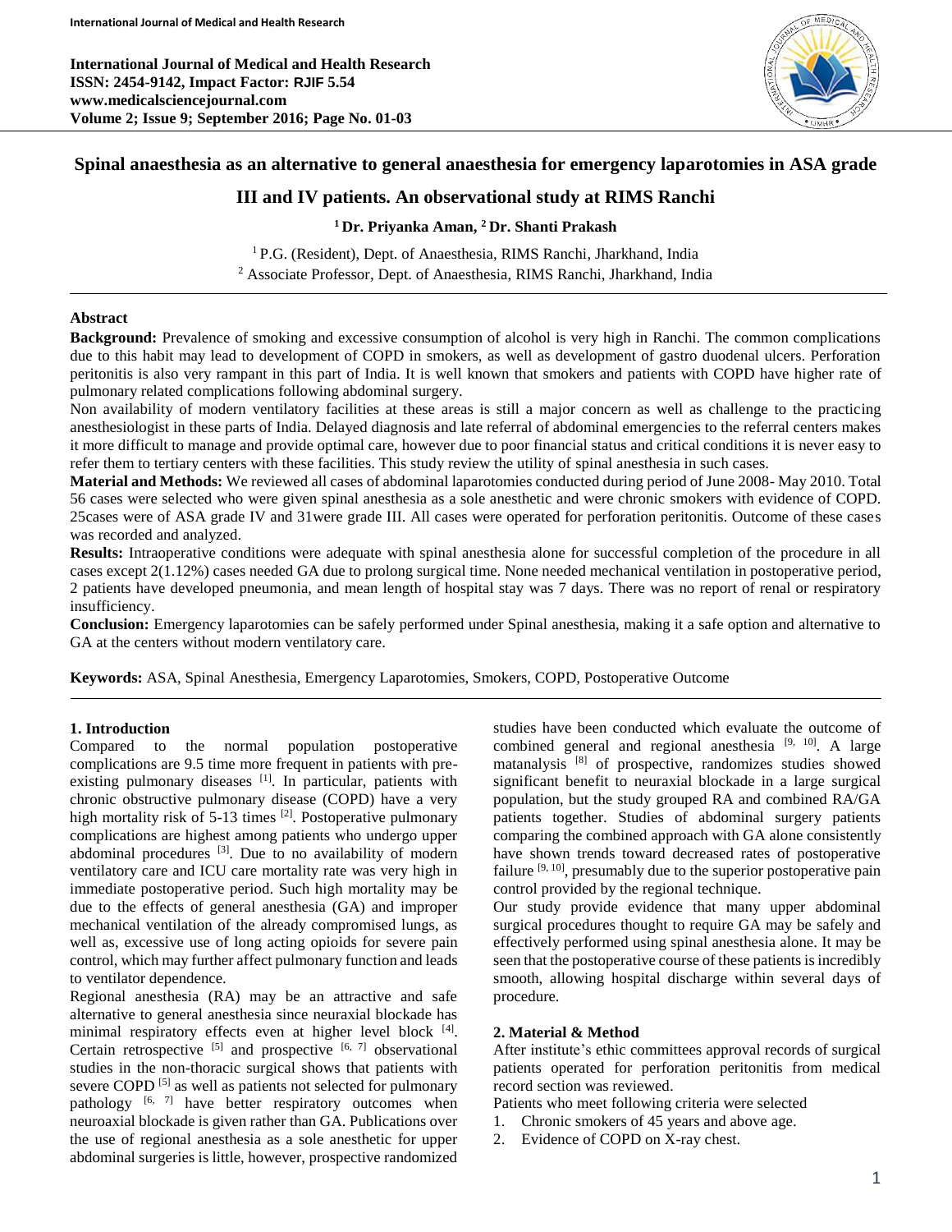# Spinal anaesthesia as an alternative to general anaesthesia for emergency laparotomies in ASA grade III and IV patients. An observational study at RIMS Ranchi

**[1] Dr. Priyanka Aman, [2] Dr. Shanti Prakash**

[1] P.G. (Resident), Dept. of Anaesthesia, RIMS Ranchi, Jharkhand, India
[2] Associate Professor, Dept. of Anaesthesia, RIMS Ranchi, Jharkhand, India

## Abstract

**Background:** Prevalence of smoking and excessive consumption of alcohol is very high in Ranchi. The common complications due to this habit may lead to development of COPD in smokers, as well as development of gastro duodenal ulcers. Perforation peritonitis is also very rampant in this part of India. It is well known that smokers and patients with COPD have higher rate of pulmonary related complications following abdominal surgery.

Non availability of modern ventilatory facilities at these areas is still a major concern as well as challenge to the practicing anesthesiologist in these parts of India. Delayed diagnosis and late referral of abdominal emergencies to the referral centers makes it more difficult to manage and provide optimal care, however due to poor financial status and critical conditions it is never easy to refer them to tertiary centers with these facilities. This study review the utility of spinal anesthesia in such cases.

**Material and Methods:** We reviewed all cases of abdominal laparotomies conducted during period of June 2008- May 2010. Total 56 cases were selected who were given spinal anesthesia as a sole anesthetic and were chronic smokers with evidence of COPD. 25cases were of ASA grade IV and 31were grade III. All cases were operated for perforation peritonitis. Outcome of these cases was recorded and analyzed.

**Results:** Intraoperative conditions were adequate with spinal anesthesia alone for successful completion of the procedure in all cases except 2(1.12%) cases needed GA due to prolong surgical time. None needed mechanical ventilation in postoperative period, 2 patients have developed pneumonia, and mean length of hospital stay was 7 days. There was no report of renal or respiratory insufficiency.

**Conclusion:** Emergency laparotomies can be safely performed under Spinal anesthesia, making it a safe option and alternative to GA at the centers without modern ventilatory care.

**Keywords:** ASA, Spinal Anesthesia, Emergency Laparotomies, Smokers, COPD, Postoperative Outcome

## 1. Introduction

Compared to the normal population postoperative complications are 9.5 time more frequent in patients with pre-existing pulmonary diseases [1]. In particular, patients with chronic obstructive pulmonary disease (COPD) have a very high mortality risk of 5-13 times [2]. Postoperative pulmonary complications are highest among patients who undergo upper abdominal procedures [3]. Due to no availability of modern ventilatory care and ICU care mortality rate was very high in immediate postoperative period. Such high mortality may be due to the effects of general anesthesia (GA) and improper mechanical ventilation of the already compromised lungs, as well as, excessive use of long acting opioids for severe pain control, which may further affect pulmonary function and leads to ventilator dependence.

Regional anesthesia (RA) may be an attractive and safe alternative to general anesthesia since neuraxial blockade has minimal respiratory effects even at higher level block [4]. Certain retrospective [5] and prospective [6, 7] observational studies in the non-thoracic surgical shows that patients with severe COPD [5] as well as patients not selected for pulmonary pathology [6, 7] have better respiratory outcomes when neuroaxial blockade is given rather than GA. Publications over the use of regional anesthesia as a sole anesthetic for upper abdominal surgeries is little, however, prospective randomized studies have been conducted which evaluate the outcome of combined general and regional anesthesia [9, 10]. A large matanalysis [8] of prospective, randomizes studies showed significant benefit to neuraxial blockade in a large surgical population, but the study grouped RA and combined RA/GA patients together. Studies of abdominal surgery patients comparing the combined approach with GA alone consistently have shown trends toward decreased rates of postoperative failure [9, 10], presumably due to the superior postoperative pain control provided by the regional technique.

Our study provide evidence that many upper abdominal surgical procedures thought to require GA may be safely and effectively performed using spinal anesthesia alone. It may be seen that the postoperative course of these patients is incredibly smooth, allowing hospital discharge within several days of procedure.

## 2. Material & Method

After institute's ethic committees approval records of surgical patients operated for perforation peritonitis from medical record section was reviewed.

Patients who meet following criteria were selected

1. Chronic smokers of 45 years and above age.
2. Evidence of COPD on X-ray chest.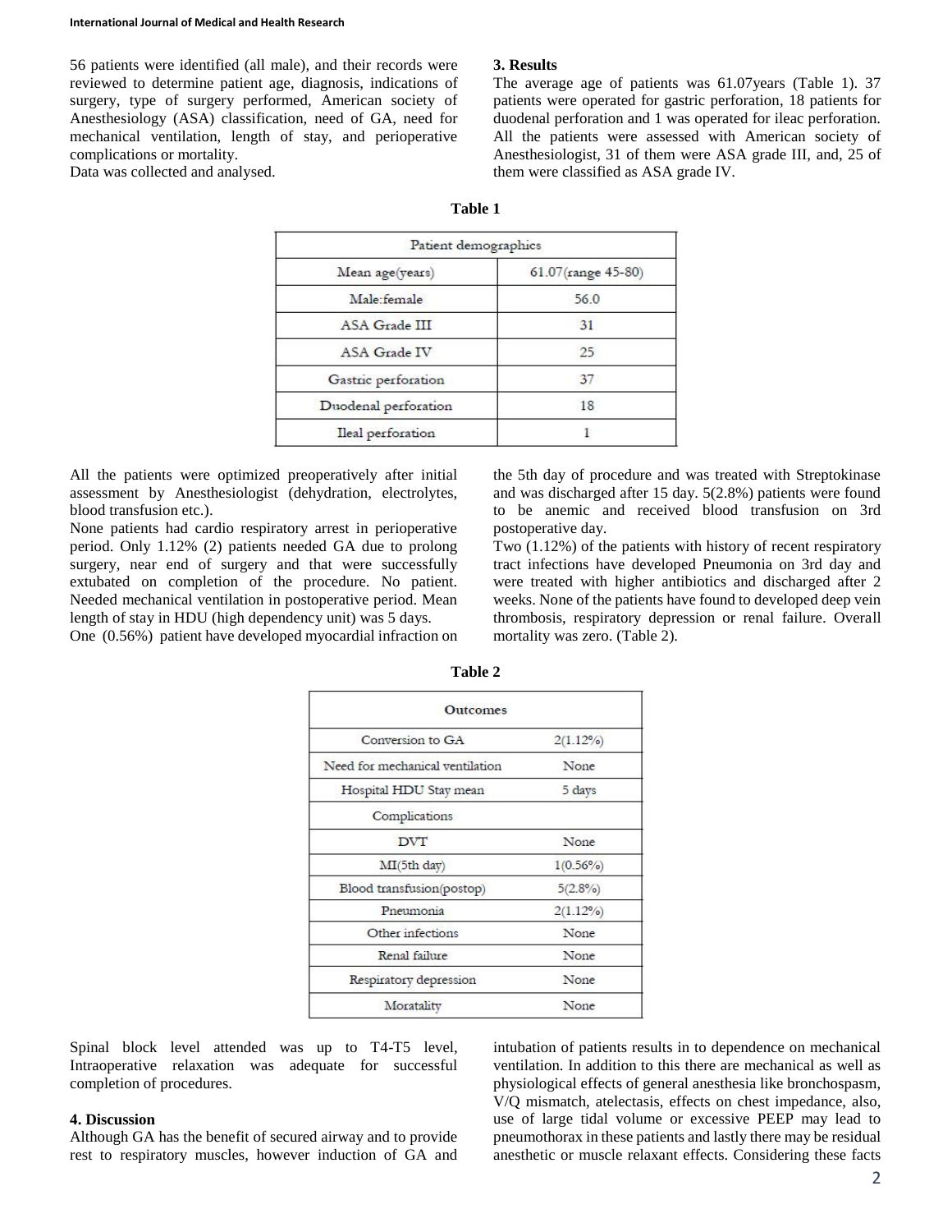56 patients were identified (all male), and their records were reviewed to determine patient age, diagnosis, indications of surgery, type of surgery performed, American society of Anesthesiology (ASA) classification, need of GA, need for mechanical ventilation, length of stay, and perioperative complications or mortality.

Data was collected and analysed.

## 3. Results

The average age of patients was 61.07years (Table 1). 37 patients were operated for gastric perforation, 18 patients for duodenal perforation and 1 was operated for ileac perforation. All the patients were assessed with American society of Anesthesiologist, 31 of them were ASA grade III, and, 25 of them were classified as ASA grade IV.

**Table 1**

| Patient demographics | |
|---|---|
| Mean age(years) | 61.07(range 45-80) |
| Male:female | 56.0 |
| ASA Grade III | 31 |
| ASA Grade IV | 25 |
| Gastric perforation | 37 |
| Duodenal perforation | 18 |
| Ileal perforation | 1 |

All the patients were optimized preoperatively after initial assessment by Anesthesiologist (dehydration, electrolytes, blood transfusion etc.).

None patients had cardio respiratory arrest in perioperative period. Only 1.12% (2) patients needed GA due to prolong surgery, near end of surgery and that were successfully extubated on completion of the procedure. No patient. Needed mechanical ventilation in postoperative period. Mean length of stay in HDU (high dependency unit) was 5 days.

One (0.56%) patient have developed myocardial infraction on the 5th day of procedure and was treated with Streptokinase and was discharged after 15 day. 5(2.8%) patients were found to be anemic and received blood transfusion on 3rd postoperative day.

Two (1.12%) of the patients with history of recent respiratory tract infections have developed Pneumonia on 3rd day and were treated with higher antibiotics and discharged after 2 weeks. None of the patients have found to developed deep vein thrombosis, respiratory depression or renal failure. Overall mortality was zero. (Table 2).

**Table 2**

| Outcomes | |
|---|---|
| Conversion to GA | 2(1.12%) |
| Need for mechanical ventilation | None |
| Hospital HDU Stay mean | 5 days |
| Complications | |
| DVT | None |
| MI(5th day) | 1(0.56%) |
| Blood transfusion(postop) | 5(2.8%) |
| Pneumonia | 2(1.12%) |
| Other infections | None |
| Renal failure | None |
| Respiratory depression | None |
| Moratality | None |

Spinal block level attended was up to T4-T5 level, Intraoperative relaxation was adequate for successful completion of procedures.

## 4. Discussion

Although GA has the benefit of secured airway and to provide rest to respiratory muscles, however induction of GA and intubation of patients results in to dependence on mechanical ventilation. In addition to this there are mechanical as well as physiological effects of general anesthesia like bronchospasm, V/Q mismatch, atelectasis, effects on chest impedance, also, use of large tidal volume or excessive PEEP may lead to pneumothorax in these patients and lastly there may be residual anesthetic or muscle relaxant effects. Considering these facts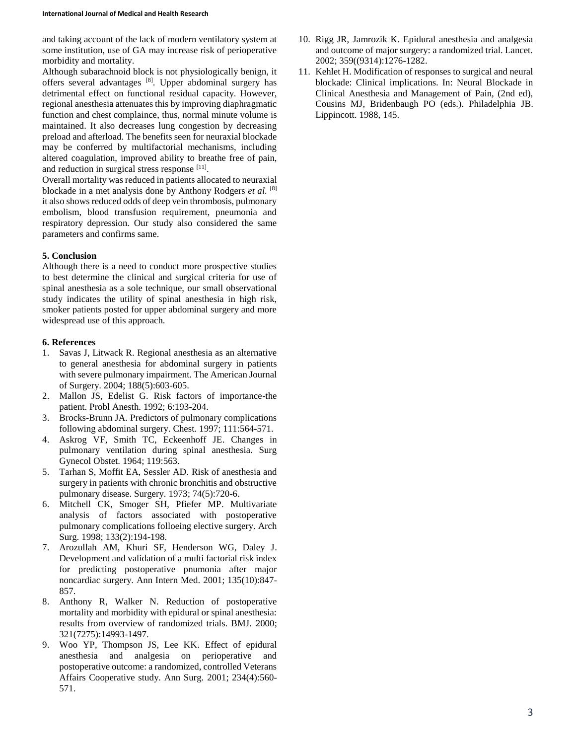and taking account of the lack of modern ventilatory system at some institution, use of GA may increase risk of perioperative morbidity and mortality.

Although subarachnoid block is not physiologically benign, it offers several advantages [8]. Upper abdominal surgery has detrimental effect on functional residual capacity. However, regional anesthesia attenuates this by improving diaphragmatic function and chest complaince, thus, normal minute volume is maintained. It also decreases lung congestion by decreasing preload and afterload. The benefits seen for neuraxial blockade may be conferred by multifactorial mechanisms, including altered coagulation, improved ability to breathe free of pain, and reduction in surgical stress response [11].

Overall mortality was reduced in patients allocated to neuraxial blockade in a met analysis done by Anthony Rodgers *et al.* [8] it also shows reduced odds of deep vein thrombosis, pulmonary embolism, blood transfusion requirement, pneumonia and respiratory depression. Our study also considered the same parameters and confirms same.

## 5. Conclusion

Although there is a need to conduct more prospective studies to best determine the clinical and surgical criteria for use of spinal anesthesia as a sole technique, our small observational study indicates the utility of spinal anesthesia in high risk, smoker patients posted for upper abdominal surgery and more widespread use of this approach.

## 6. References

1. Savas J, Litwack R. Regional anesthesia as an alternative to general anesthesia for abdominal surgery in patients with severe pulmonary impairment. The American Journal of Surgery. 2004; 188(5):603-605.
2. Mallon JS, Edelist G. Risk factors of importance-the patient. Probl Anesth. 1992; 6:193-204.
3. Brocks-Brunn JA. Predictors of pulmonary complications following abdominal surgery. Chest. 1997; 111:564-571.
4. Askrog VF, Smith TC, Eckeenhoff JE. Changes in pulmonary ventilation during spinal anesthesia. Surg Gynecol Obstet. 1964; 119:563.
5. Tarhan S, Moffit EA, Sessler AD. Risk of anesthesia and surgery in patients with chronic bronchitis and obstructive pulmonary disease. Surgery. 1973; 74(5):720-6.
6. Mitchell CK, Smoger SH, Pfiefer MP. Multivariate analysis of factors associated with postoperative pulmonary complications folloeing elective surgery. Arch Surg. 1998; 133(2):194-198.
7. Arozullah AM, Khuri SF, Henderson WG, Daley J. Development and validation of a multi factorial risk index for predicting postoperative pnumonia after major noncardiac surgery. Ann Intern Med. 2001; 135(10):847-857.
8. Anthony R, Walker N. Reduction of postoperative mortality and morbidity with epidural or spinal anesthesia: results from overview of randomized trials. BMJ. 2000; 321(7275):14993-1497.
9. Woo YP, Thompson JS, Lee KK. Effect of epidural anesthesia and analgesia on perioperative and postoperative outcome: a randomized, controlled Veterans Affairs Cooperative study. Ann Surg. 2001; 234(4):560-571.
10. Rigg JR, Jamrozik K. Epidural anesthesia and analgesia and outcome of major surgery: a randomized trial. Lancet. 2002; 359((9314):1276-1282.
11. Kehlet H. Modification of responses to surgical and neural blockade: Clinical implications. In: Neural Blockade in Clinical Anesthesia and Management of Pain, (2nd ed), Cousins MJ, Bridenbaugh PO (eds.). Philadelphia JB. Lippincott. 1988, 145.